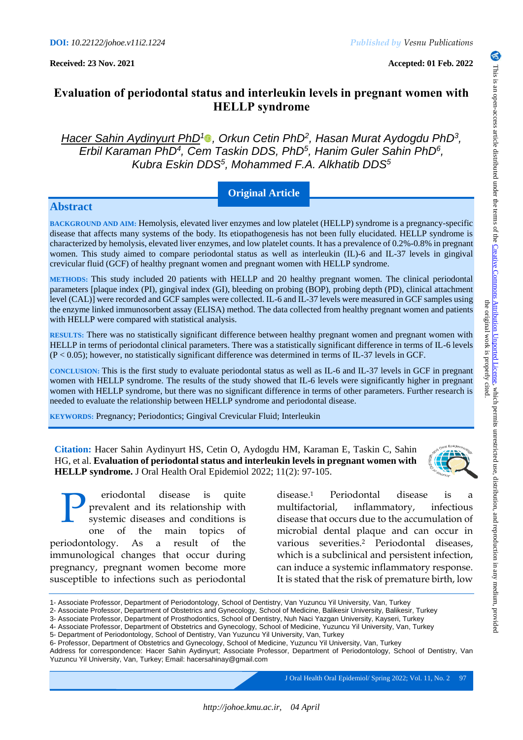DOI: 10.22122/johoe.v11i2.1224

Published by Vesnu Publications

**Received: 23 Nov. 2021** **Accepted: 01 Feb. 2022**

# Evaluation of periodontal status and interleukin levels in pregnant women with HELLP syndrome

*Hacer Sahin Aydinyurt PhD[1], Orkun Cetin PhD[2], Hasan Murat Aydogdu PhD[3], Erbil Karaman PhD[4], Cem Taskin DDS, PhD[5], Hanim Guler Sahin PhD[6], Kubra Eskin DDS[5], Mohammed F.A. Alkhatib DDS[5]*

**Original Article**

## Abstract

**BACKGROUND AND AIM:** Hemolysis, elevated liver enzymes and low platelet (HELLP) syndrome is a pregnancy-specific disease that affects many systems of the body. Its etiopathogenesis has not been fully elucidated. HELLP syndrome is characterized by hemolysis, elevated liver enzymes, and low platelet counts. It has a prevalence of 0.2%-0.8% in pregnant women. This study aimed to compare periodontal status as well as interleukin (IL)-6 and IL-37 levels in gingival crevicular fluid (GCF) of healthy pregnant women and pregnant women with HELLP syndrome.

**METHODS:** This study included 20 patients with HELLP and 20 healthy pregnant women. The clinical periodontal parameters [plaque index (PI), gingival index (GI), bleeding on probing (BOP), probing depth (PD), clinical attachment level (CAL)] were recorded and GCF samples were collected. IL-6 and IL-37 levels were measured in GCF samples using the enzyme linked immunosorbent assay (ELISA) method. The data collected from healthy pregnant women and patients with HELLP were compared with statistical analysis.

**RESULTS:** There was no statistically significant difference between healthy pregnant women and pregnant women with HELLP in terms of periodontal clinical parameters. There was a statistically significant difference in terms of IL-6 levels ($P < 0.05$); however, no statistically significant difference was determined in terms of IL-37 levels in GCF.

**CONCLUSION:** This is the first study to evaluate periodontal status as well as IL-6 and IL-37 levels in GCF in pregnant women with HELLP syndrome. The results of the study showed that IL-6 levels were significantly higher in pregnant women with HELLP syndrome, but there was no significant difference in terms of other parameters. Further research is needed to evaluate the relationship between HELLP syndrome and periodontal disease.

**KEYWORDS:** Pregnancy; Periodontics; Gingival Crevicular Fluid; Interleukin

**Citation:** Hacer Sahin Aydinyurt HS, Cetin O, Aydogdu HM, Karaman E, Taskin C, Sahin HG, et al. **Evaluation of periodontal status and interleukin levels in pregnant women with HELLP syndrome.** J Oral Health Oral Epidemiol 2022; 11(2): 97-105.

Periodontal disease is quite prevalent and its relationship with systemic diseases and conditions is one of the main topics of periodontology. As a result of the immunological changes that occur during pregnancy, pregnant women become more susceptible to infections such as periodontal disease.[1] Periodontal disease is a multifactorial, inflammatory, infectious disease that occurs due to the accumulation of microbial dental plaque and can occur in various severities.[2] Periodontal diseases, which is a subclinical and persistent infection, can induce a systemic inflammatory response. It is stated that the risk of premature birth, low

---

1- Associate Professor, Department of Periodontology, School of Dentistry, Van Yuzuncu Yil University, Van, Turkey
2- Associate Professor, Department of Obstetrics and Gynecology, School of Medicine, Balikesir University, Balikesir, Turkey
3- Associate Professor, Department of Prosthodontics, School of Dentistry, Nuh Naci Yazgan University, Kayseri, Turkey
4- Associate Professor, Department of Obstetrics and Gynecology, Yuzuncu Yil University, Van, Turkey
5- Department of Periodontology, School of Dentistry, Van Yuzuncu Yil University, Van, Turkey
6- Professor, Department of Obstetrics and Gynecology, School of Medicine, Yuzuncu Yil University, Van, Turkey
Address for correspondence: Hacer Sahin Aydinyurt; Associate Professor, Department of Periodontology, School of Dentistry, Van Yuzuncu Yil University, Van, Turkey; Email: hacersahinay@gmail.com

This is an open-access article distributed under the terms of the Creative Commons Attribution Unported License, which permits unrestricted use, distribution, and reproduction in any medium, provided the original work is properly cited.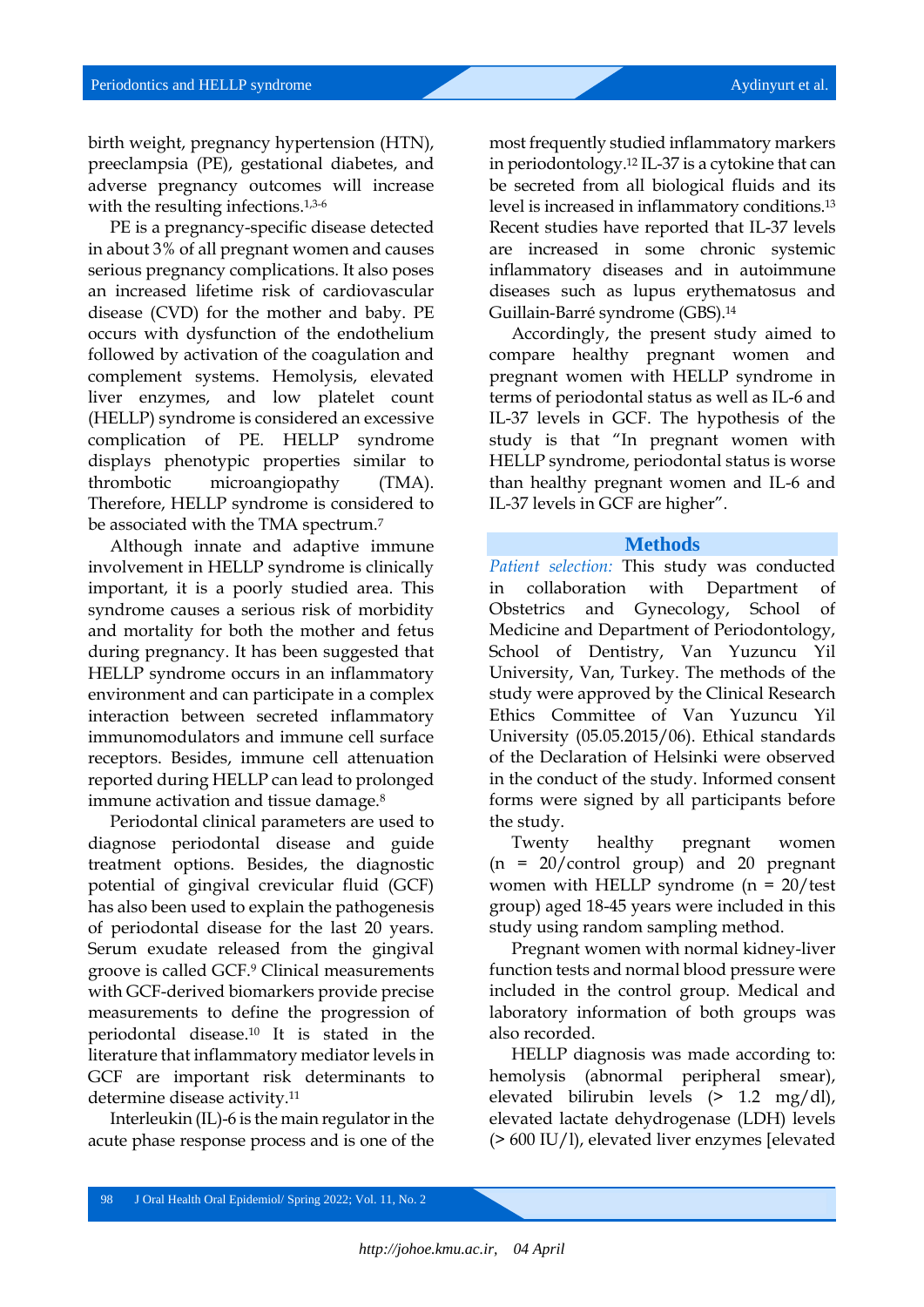birth weight, pregnancy hypertension (HTN), preeclampsia (PE), gestational diabetes, and adverse pregnancy outcomes will increase with the resulting infections.[1,3-6]

PE is a pregnancy-specific disease detected in about 3% of all pregnant women and causes serious pregnancy complications. It also poses an increased lifetime risk of cardiovascular disease (CVD) for the mother and baby. PE occurs with dysfunction of the endothelium followed by activation of the coagulation and complement systems. Hemolysis, elevated liver enzymes, and low platelet count (HELLP) syndrome is considered an excessive complication of PE. HELLP syndrome displays phenotypic properties similar to thrombotic microangiopathy (TMA). Therefore, HELLP syndrome is considered to be associated with the TMA spectrum.[7]

Although innate and adaptive immune involvement in HELLP syndrome is clinically important, it is a poorly studied area. This syndrome causes a serious risk of morbidity and mortality for both the mother and fetus during pregnancy. It has been suggested that HELLP syndrome occurs in an inflammatory environment and can participate in a complex interaction between secreted inflammatory immunomodulators and immune cell surface receptors. Besides, immune cell attenuation reported during HELLP can lead to prolonged immune activation and tissue damage.[8]

Periodontal clinical parameters are used to diagnose periodontal disease and guide treatment options. Besides, the diagnostic potential of gingival crevicular fluid (GCF) has also been used to explain the pathogenesis of periodontal disease for the last 20 years. Serum exudate released from the gingival groove is called GCF.[9] Clinical measurements with GCF-derived biomarkers provide precise measurements to define the progression of periodontal disease.[10] It is stated in the literature that inflammatory mediator levels in GCF are important risk determinants to determine disease activity.[11]

Interleukin (IL)-6 is the main regulator in the acute phase response process and is one of the most frequently studied inflammatory markers in periodontology.[12] IL-37 is a cytokine that can be secreted from all biological fluids and its level is increased in inflammatory conditions.[13] Recent studies have reported that IL-37 levels are increased in some chronic systemic inflammatory diseases and in autoimmune diseases such as lupus erythematosus and Guillain-Barré syndrome (GBS).[14]

Accordingly, the present study aimed to compare healthy pregnant women and pregnant women with HELLP syndrome in terms of periodontal status as well as IL-6 and IL-37 levels in GCF. The hypothesis of the study is that "In pregnant women with HELLP syndrome, periodontal status is worse than healthy pregnant women and IL-6 and IL-37 levels in GCF are higher".

## Methods

*Patient selection:* This study was conducted in collaboration with Department of Obstetrics and Gynecology, School of Medicine and Department of Periodontology, School of Dentistry, Van Yuzuncu Yil University, Van, Turkey. The methods of the study were approved by the Clinical Research Ethics Committee of Van Yuzuncu Yil University (05.05.2015/06). Ethical standards of the Declaration of Helsinki were observed in the conduct of the study. Informed consent forms were signed by all participants before the study.

Twenty healthy pregnant women (n = 20/control group) and 20 pregnant women with HELLP syndrome (n = 20/test group) aged 18-45 years were included in this study using random sampling method.

Pregnant women with normal kidney-liver function tests and normal blood pressure were included in the control group. Medical and laboratory information of both groups was also recorded.

HELLP diagnosis was made according to: hemolysis (abnormal peripheral smear), elevated bilirubin levels (> 1.2 mg/dl), elevated lactate dehydrogenase (LDH) levels (> 600 IU/l), elevated liver enzymes [elevated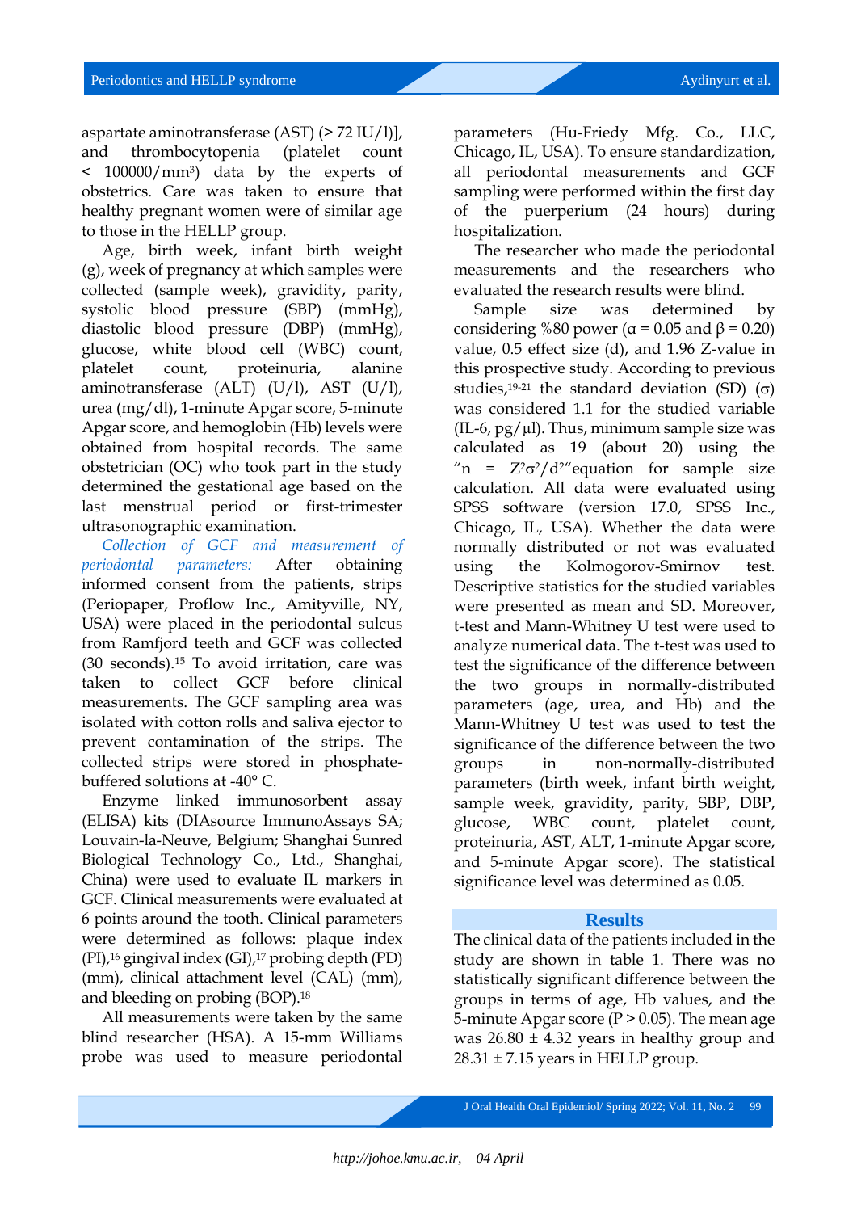aspartate aminotransferase (AST) (> 72 IU/l)], and thrombocytopenia (platelet count < 100000/mm$^3$) data by the experts of obstetrics. Care was taken to ensure that healthy pregnant women were of similar age to those in the HELLP group.

Age, birth week, infant birth weight (g), week of pregnancy at which samples were collected (sample week), gravidity, parity, systolic blood pressure (SBP) (mmHg), diastolic blood pressure (DBP) (mmHg), glucose, white blood cell (WBC) count, platelet count, proteinuria, alanine aminotransferase (ALT) (U/l), AST (U/l), urea (mg/dl), 1-minute Apgar score, 5-minute Apgar score, and hemoglobin (Hb) levels were obtained from hospital records. The same obstetrician (OC) who took part in the study determined the gestational age based on the last menstrual period or first-trimester ultrasonographic examination.

*Collection of GCF and measurement of periodontal parameters:* After obtaining informed consent from the patients, strips (Periopaper, Proflow Inc., Amityville, NY, USA) were placed in the periodontal sulcus from Ramfjord teeth and GCF was collected (30 seconds).[15] To avoid irritation, care was taken to collect GCF before clinical measurements. The GCF sampling area was isolated with cotton rolls and saliva ejector to prevent contamination of the strips. The collected strips were stored in phosphate-buffered solutions at -40° C.

Enzyme linked immunosorbent assay (ELISA) kits (DIAsource ImmunoAssays SA; Louvain-la-Neuve, Belgium; Shanghai Sunred Biological Technology Co., Ltd., Shanghai, China) were used to evaluate IL markers in GCF. Clinical measurements were evaluated at 6 points around the tooth. Clinical parameters were determined as follows: plaque index (PI),[16] gingival index (GI),[17] probing depth (PD) (mm), clinical attachment level (CAL) (mm), and bleeding on probing (BOP).[18]

All measurements were taken by the same blind researcher (HSA). A 15-mm Williams probe was used to measure periodontal parameters (Hu-Friedy Mfg. Co., LLC, Chicago, IL, USA). To ensure standardization, all periodontal measurements and GCF sampling were performed within the first day of the puerperium (24 hours) during hospitalization.

The researcher who made the periodontal measurements and the researchers who evaluated the research results were blind.

Sample size was determined by considering %80 power ($\alpha = 0.05$ and $\beta = 0.20$) value, 0.5 effect size (d), and 1.96 Z-value in this prospective study. According to previous studies,[19-21] the standard deviation (SD) ($\sigma$) was considered 1.1 for the studied variable (IL-6, pg/µl). Thus, minimum sample size was calculated as 19 (about 20) using the "$n = Z^2\sigma^2/d^2$" equation for sample size calculation. All data were evaluated using SPSS software (version 17.0, SPSS Inc., Chicago, IL, USA). Whether the data were normally distributed or not was evaluated using the Kolmogorov-Smirnov test. Descriptive statistics for the studied variables were presented as mean and SD. Moreover, t-test and Mann-Whitney U test were used to analyze numerical data. The t-test was used to test the significance of the difference between the two groups in normally-distributed parameters (age, urea, and Hb) and the Mann-Whitney U test was used to test the significance of the difference between the two groups in non-normally-distributed parameters (birth week, infant birth weight, sample week, gravidity, parity, SBP, DBP, glucose, WBC count, platelet count, proteinuria, AST, ALT, 1-minute Apgar score, and 5-minute Apgar score). The statistical significance level was determined as 0.05.

## Results

The clinical data of the patients included in the study are shown in table 1. There was no statistically significant difference between the groups in terms of age, Hb values, and the 5-minute Apgar score ($P > 0.05$). The mean age was 26.80 ± 4.32 years in healthy group and 28.31 ± 7.15 years in HELLP group.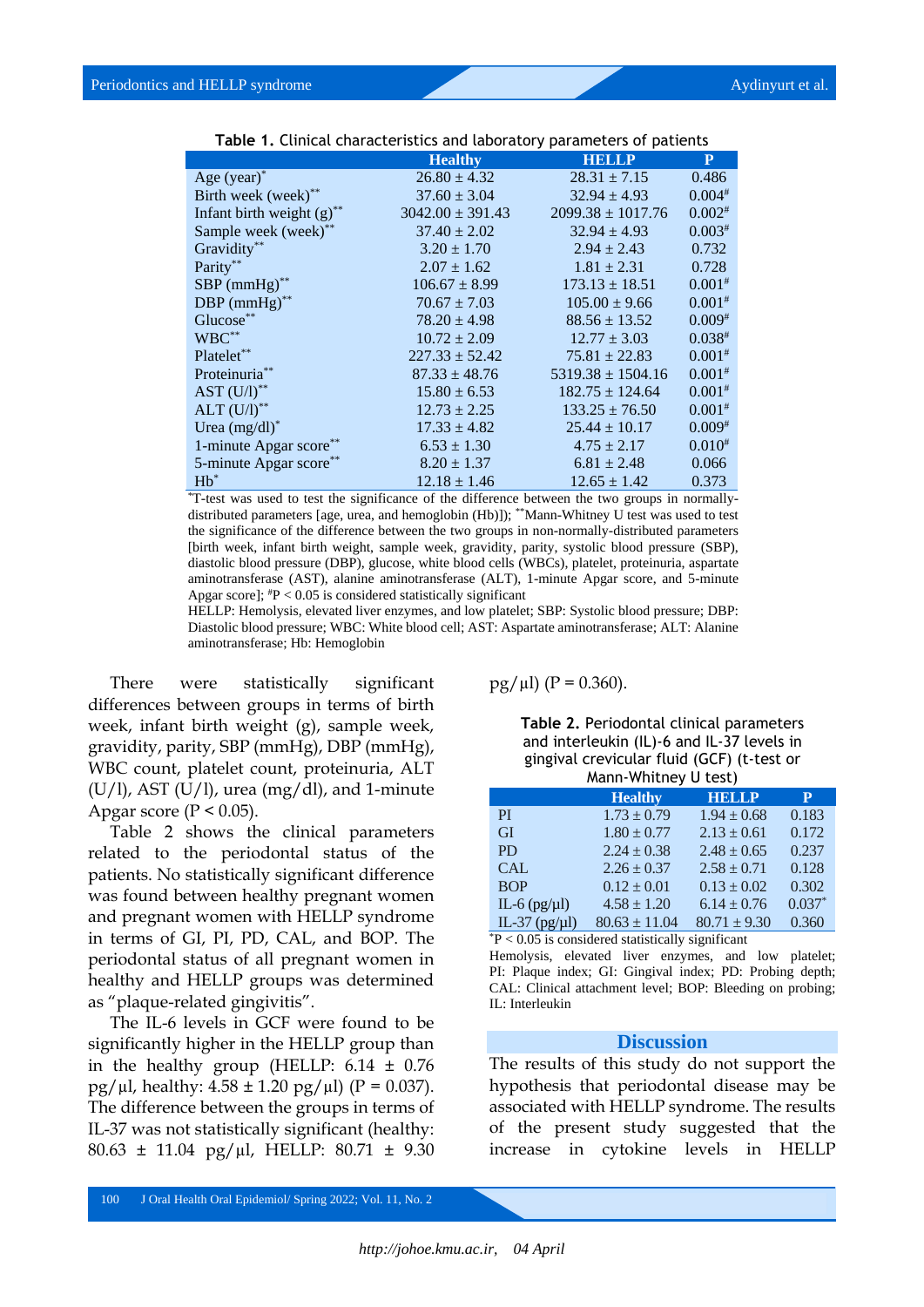**Table 1.** Clinical characteristics and laboratory parameters of patients

| | Healthy | HELLP | P |
|---|---|---|---|
| Age (year)* | 26.80 ± 4.32 | 28.31 ± 7.15 | 0.486 |
| Birth week (week)** | 37.60 ± 3.04 | 32.94 ± 4.93 | 0.004# |
| Infant birth weight (g)** | 3042.00 ± 391.43 | 2099.38 ± 1017.76 | 0.002# |
| Sample week (week)** | 37.40 ± 2.02 | 32.94 ± 4.93 | 0.003# |
| Gravidity** | 3.20 ± 1.70 | 2.94 ± 2.43 | 0.732 |
| Parity** | 2.07 ± 1.62 | 1.81 ± 2.31 | 0.728 |
| SBP (mmHg)** | 106.67 ± 8.99 | 173.13 ± 18.51 | 0.001# |
| DBP (mmHg)** | 70.67 ± 7.03 | 105.00 ± 9.66 | 0.001# |
| Glucose** | 78.20 ± 4.98 | 88.56 ± 13.52 | 0.009# |
| WBC** | 10.72 ± 2.09 | 12.77 ± 3.03 | 0.038# |
| Platelet** | 227.33 ± 52.42 | 75.81 ± 22.83 | 0.001# |
| Proteinuria** | 87.33 ± 48.76 | 5319.38 ± 1504.16 | 0.001# |
| AST (U/l)** | 15.80 ± 6.53 | 182.75 ± 124.64 | 0.001# |
| ALT (U/l)** | 12.73 ± 2.25 | 133.25 ± 76.50 | 0.001# |
| Urea (mg/dl)* | 17.33 ± 4.82 | 25.44 ± 10.17 | 0.009# |
| 1-minute Apgar score** | 6.53 ± 1.30 | 4.75 ± 2.17 | 0.010# |
| 5-minute Apgar score** | 8.20 ± 1.37 | 6.81 ± 2.48 | 0.066 |
| Hb* | 12.18 ± 1.46 | 12.65 ± 1.42 | 0.373 |

*T-test was used to test the significance of the difference between the two groups in normally-distributed parameters [age, urea, and hemoglobin (Hb)]); **Mann-Whitney U test was used to test the significance of the difference between the two groups in non-normally-distributed parameters [birth week, infant birth weight, sample week, gravidity, parity, systolic blood pressure (SBP), diastolic blood pressure (DBP), glucose, white blood cells (WBCs), platelet, proteinuria, aspartate aminotransferase (AST), alanine aminotransferase (ALT), 1-minute Apgar score, and 5-minute Apgar score]; #P < 0.05 is considered statistically significant

HELLP: Hemolysis, elevated liver enzymes, and low platelet; SBP: Systolic blood pressure; DBP: Diastolic blood pressure; WBC: White blood cell; AST: Aspartate aminotransferase; ALT: Alanine aminotransferase; Hb: Hemoglobin

There were statistically significant differences between groups in terms of birth week, infant birth weight (g), sample week, gravidity, parity, SBP (mmHg), DBP (mmHg), WBC count, platelet count, proteinuria, ALT (U/l), AST (U/l), urea (mg/dl), and 1-minute Apgar score (P < 0.05).

Table 2 shows the clinical parameters related to the periodontal status of the patients. No statistically significant difference was found between healthy pregnant women and pregnant women with HELLP syndrome in terms of GI, PI, PD, CAL, and BOP. The periodontal status of all pregnant women in healthy and HELLP groups was determined as "plaque-related gingivitis".

The IL-6 levels in GCF were found to be significantly higher in the HELLP group than in the healthy group (HELLP: 6.14 ± 0.76 pg/µl, healthy: 4.58 ± 1.20 pg/µl) (P = 0.037). The difference between the groups in terms of IL-37 was not statistically significant (healthy: 80.63 ± 11.04 pg/µl, HELLP: 80.71 ± 9.30 pg/µl) (P = 0.360).

**Table 2.** Periodontal clinical parameters and interleukin (IL)-6 and IL-37 levels in gingival crevicular fluid (GCF) (t-test or Mann-Whitney U test)

| | Healthy | HELLP | P |
|---|---|---|---|
| PI | 1.73 ± 0.79 | 1.94 ± 0.68 | 0.183 |
| GI | 1.80 ± 0.77 | 2.13 ± 0.61 | 0.172 |
| PD | 2.24 ± 0.38 | 2.48 ± 0.65 | 0.237 |
| CAL | 2.26 ± 0.37 | 2.58 ± 0.71 | 0.128 |
| BOP | 0.12 ± 0.01 | 0.13 ± 0.02 | 0.302 |
| IL-6 (pg/µl) | 4.58 ± 1.20 | 6.14 ± 0.76 | 0.037* |
| IL-37 (pg/µl) | 80.63 ± 11.04 | 80.71 ± 9.30 | 0.360 |

*P < 0.05 is considered statistically significant

Hemolysis, elevated liver enzymes, and low platelet; PI: Plaque index; GI: Gingival index; PD: Probing depth; CAL: Clinical attachment level; BOP: Bleeding on probing; IL: Interleukin

## Discussion

The results of this study do not support the hypothesis that periodontal disease may be associated with HELLP syndrome. The results of the present study suggested that the increase in cytokine levels in HELLP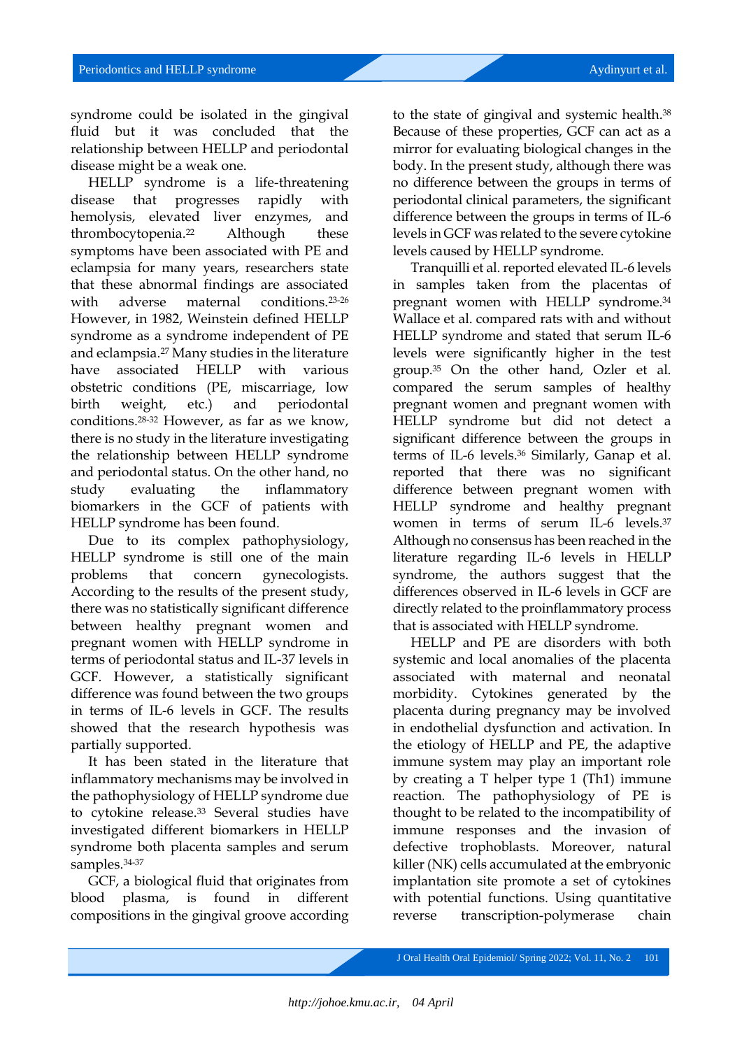syndrome could be isolated in the gingival fluid but it was concluded that the relationship between HELLP and periodontal disease might be a weak one.

HELLP syndrome is a life-threatening disease that progresses rapidly with hemolysis, elevated liver enzymes, and thrombocytopenia.[22] Although these symptoms have been associated with PE and eclampsia for many years, researchers state that these abnormal findings are associated with adverse maternal conditions.[23-26] However, in 1982, Weinstein defined HELLP syndrome as a syndrome independent of PE and eclampsia.[27] Many studies in the literature have associated HELLP with various obstetric conditions (PE, miscarriage, low birth weight, etc.) and periodontal conditions.[28-32] However, as far as we know, there is no study in the literature investigating the relationship between HELLP syndrome and periodontal status. On the other hand, no study evaluating the inflammatory biomarkers in the GCF of patients with HELLP syndrome has been found.

Due to its complex pathophysiology, HELLP syndrome is still one of the main problems that concern gynecologists. According to the results of the present study, there was no statistically significant difference between healthy pregnant women and pregnant women with HELLP syndrome in terms of periodontal status and IL-37 levels in GCF. However, a statistically significant difference was found between the two groups in terms of IL-6 levels in GCF. The results showed that the research hypothesis was partially supported.

It has been stated in the literature that inflammatory mechanisms may be involved in the pathophysiology of HELLP syndrome due to cytokine release.[33] Several studies have investigated different biomarkers in HELLP syndrome both placenta samples and serum samples.[34-37]

GCF, a biological fluid that originates from blood plasma, is found in different compositions in the gingival groove according to the state of gingival and systemic health.[38] Because of these properties, GCF can act as a mirror for evaluating biological changes in the body. In the present study, although there was no difference between the groups in terms of periodontal clinical parameters, the significant difference between the groups in terms of IL-6 levels in GCF was related to the severe cytokine levels caused by HELLP syndrome.

Tranquilli et al. reported elevated IL-6 levels in samples taken from the placentas of pregnant women with HELLP syndrome.[34] Wallace et al. compared rats with and without HELLP syndrome and stated that serum IL-6 levels were significantly higher in the test group.[35] On the other hand, Ozler et al. compared the serum samples of healthy pregnant women and pregnant women with HELLP syndrome but did not detect a significant difference between the groups in terms of IL-6 levels.[36] Similarly, Ganap et al. reported that there was no significant difference between pregnant women with HELLP syndrome and healthy pregnant women in terms of serum IL-6 levels.[37] Although no consensus has been reached in the literature regarding IL-6 levels in HELLP syndrome, the authors suggest that the differences observed in IL-6 levels in GCF are directly related to the proinflammatory process that is associated with HELLP syndrome.

HELLP and PE are disorders with both systemic and local anomalies of the placenta associated with maternal and neonatal morbidity. Cytokines generated by the placenta during pregnancy may be involved in endothelial dysfunction and activation. In the etiology of HELLP and PE, the adaptive immune system may play an important role by creating a T helper type 1 (Th1) immune reaction. The pathophysiology of PE is thought to be related to the incompatibility of immune responses and the invasion of defective trophoblasts. Moreover, natural killer (NK) cells accumulated at the embryonic implantation site promote a set of cytokines with potential functions. Using quantitative reverse transcription-polymerase chain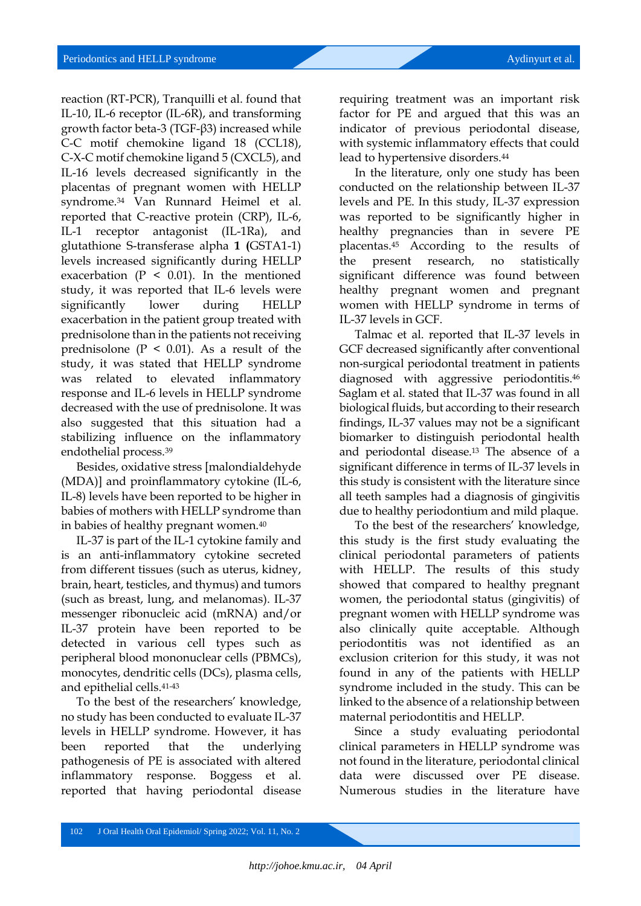reaction (RT-PCR), Tranquilli et al. found that IL-10, IL-6 receptor (IL-6R), and transforming growth factor beta-3 (TGF-β3) increased while C-C motif chemokine ligand 18 (CCL18), C-X-C motif chemokine ligand 5 (CXCL5), and IL-16 levels decreased significantly in the placentas of pregnant women with HELLP syndrome.[34] Van Runnard Heimel et al. reported that C-reactive protein (CRP), IL-6, IL-1 receptor antagonist (IL-1Ra), and glutathione S-transferase alpha **1 (**GSTA1-1) levels increased significantly during HELLP exacerbation ($P < 0.01$). In the mentioned study, it was reported that IL-6 levels were significantly lower during HELLP exacerbation in the patient group treated with prednisolone than in the patients not receiving prednisolone ($P < 0.01$). As a result of the study, it was stated that HELLP syndrome was related to elevated inflammatory response and IL-6 levels in HELLP syndrome decreased with the use of prednisolone. It was also suggested that this situation had a stabilizing influence on the inflammatory endothelial process.[39]

Besides, oxidative stress [malondialdehyde (MDA)] and proinflammatory cytokine (IL-6, IL-8) levels have been reported to be higher in babies of mothers with HELLP syndrome than in babies of healthy pregnant women.[40]

IL-37 is part of the IL-1 cytokine family and is an anti-inflammatory cytokine secreted from different tissues (such as uterus, kidney, brain, heart, testicles, and thymus) and tumors (such as breast, lung, and melanomas). IL-37 messenger ribonucleic acid (mRNA) and/or IL-37 protein have been reported to be detected in various cell types such as peripheral blood mononuclear cells (PBMCs), monocytes, dendritic cells (DCs), plasma cells, and epithelial cells.[41-43]

To the best of the researchers' knowledge, no study has been conducted to evaluate IL-37 levels in HELLP syndrome. However, it has been reported that the underlying pathogenesis of PE is associated with altered inflammatory response. Boggess et al. reported that having periodontal disease requiring treatment was an important risk factor for PE and argued that this was an indicator of previous periodontal disease, with systemic inflammatory effects that could lead to hypertensive disorders.[44]

In the literature, only one study has been conducted on the relationship between IL-37 levels and PE. In this study, IL-37 expression was reported to be significantly higher in healthy pregnancies than in severe PE placentas.[45] According to the results of the present research, no statistically significant difference was found between healthy pregnant women and pregnant women with HELLP syndrome in terms of IL-37 levels in GCF.

Talmac et al. reported that IL-37 levels in GCF decreased significantly after conventional non-surgical periodontal treatment in patients diagnosed with aggressive periodontitis.[46] Saglam et al. stated that IL-37 was found in all biological fluids, but according to their research findings, IL-37 values may not be a significant biomarker to distinguish periodontal health and periodontal disease.[13] The absence of a significant difference in terms of IL-37 levels in this study is consistent with the literature since all teeth samples had a diagnosis of gingivitis due to healthy periodontium and mild plaque.

To the best of the researchers' knowledge, this study is the first study evaluating the clinical periodontal parameters of patients with HELLP. The results of this study showed that compared to healthy pregnant women, the periodontal status (gingivitis) of pregnant women with HELLP syndrome was also clinically quite acceptable. Although periodontitis was not identified as an exclusion criterion for this study, it was not found in any of the patients with HELLP syndrome included in the study. This can be linked to the absence of a relationship between maternal periodontitis and HELLP.

Since a study evaluating periodontal clinical parameters in HELLP syndrome was not found in the literature, periodontal clinical data were discussed over PE disease. Numerous studies in the literature have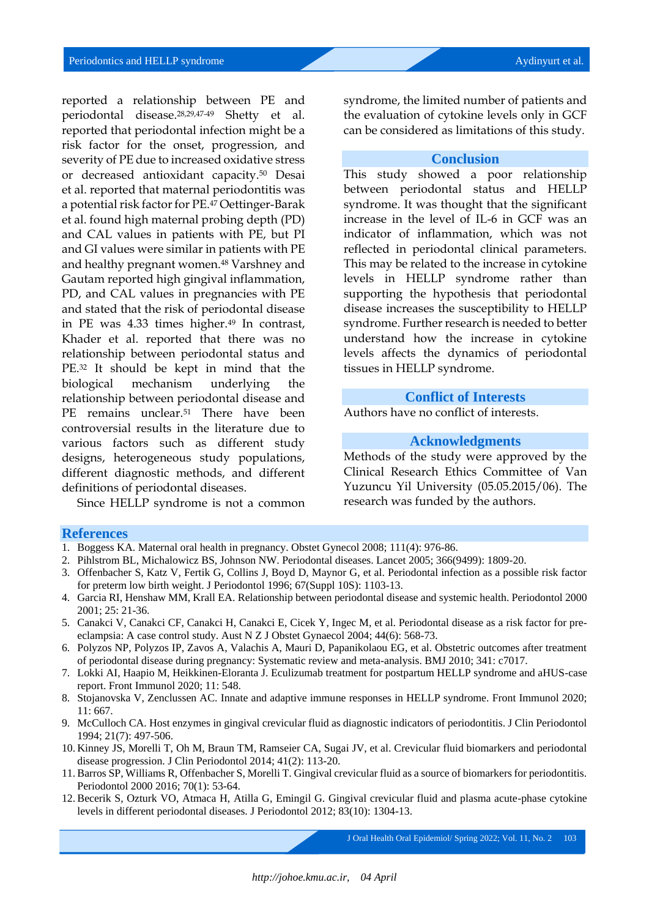reported a relationship between PE and periodontal disease.[28,29,47-49] Shetty et al. reported that periodontal infection might be a risk factor for the onset, progression, and severity of PE due to increased oxidative stress or decreased antioxidant capacity.[50] Desai et al. reported that maternal periodontitis was a potential risk factor for PE.[47] Oettinger-Barak et al. found high maternal probing depth (PD) and CAL values in patients with PE, but PI and GI values were similar in patients with PE and healthy pregnant women.[48] Varshney and Gautam reported high gingival inflammation, PD, and CAL values in pregnancies with PE and stated that the risk of periodontal disease in PE was 4.33 times higher.[49] In contrast, Khader et al. reported that there was no relationship between periodontal status and PE.[32] It should be kept in mind that the biological mechanism underlying the relationship between periodontal disease and PE remains unclear.[51] There have been controversial results in the literature due to various factors such as different study designs, heterogeneous study populations, different diagnostic methods, and different definitions of periodontal diseases.

Since HELLP syndrome is not a common syndrome, the limited number of patients and the evaluation of cytokine levels only in GCF can be considered as limitations of this study.

## Conclusion

This study showed a poor relationship between periodontal status and HELLP syndrome. It was thought that the significant increase in the level of IL-6 in GCF was an indicator of inflammation, which was not reflected in periodontal clinical parameters. This may be related to the increase in cytokine levels in HELLP syndrome rather than supporting the hypothesis that periodontal disease increases the susceptibility to HELLP syndrome. Further research is needed to better understand how the increase in cytokine levels affects the dynamics of periodontal tissues in HELLP syndrome.

## Conflict of Interests

Authors have no conflict of interests.

## Acknowledgments

Methods of the study were approved by the Clinical Research Ethics Committee of Van Yuzuncu Yil University (05.05.2015/06). The research was funded by the authors.

## References

1. Boggess KA. Maternal oral health in pregnancy. Obstet Gynecol 2008; 111(4): 976-86.
2. Pihlstrom BL, Michalowicz BS, Johnson NW. Periodontal diseases. Lancet 2005; 366(9499): 1809-20.
3. Offenbacher S, Katz V, Fertik G, Collins J, Boyd D, Maynor G, et al. Periodontal infection as a possible risk factor for preterm low birth weight. J Periodontol 1996; 67(Suppl 10S): 1103-13.
4. Garcia RI, Henshaw MM, Krall EA. Relationship between periodontal disease and systemic health. Periodontol 2000 2001; 25: 21-36.
5. Canakci V, Canakci CF, Canakci H, Canakci E, Cicek Y, Ingec M, et al. Periodontal disease as a risk factor for pre-eclampsia: A case control study. Aust N Z J Obstet Gynaecol 2004; 44(6): 568-73.
6. Polyzos NP, Polyzos IP, Zavos A, Valachis A, Mauri D, Papanikolaou EG, et al. Obstetric outcomes after treatment of periodontal disease during pregnancy: Systematic review and meta-analysis. BMJ 2010; 341: c7017.
7. Lokki AI, Haapio M, Heikkinen-Eloranta J. Eculizumab treatment for postpartum HELLP syndrome and aHUS-case report. Front Immunol 2020; 11: 548.
8. Stojanovska V, Zenclussen AC. Innate and adaptive immune responses in HELLP syndrome. Front Immunol 2020; 11: 667.
9. McCulloch CA. Host enzymes in gingival crevicular fluid as diagnostic indicators of periodontitis. J Clin Periodontol 1994; 21(7): 497-506.
10. Kinney JS, Morelli T, Oh M, Braun TM, Ramseier CA, Sugai JV, et al. Crevicular fluid biomarkers and periodontal disease progression. J Clin Periodontol 2014; 41(2): 113-20.
11. Barros SP, Williams R, Offenbacher S, Morelli T. Gingival crevicular fluid as a source of biomarkers for periodontitis. Periodontol 2000 2016; 70(1): 53-64.
12. Becerik S, Ozturk VO, Atmaca H, Atilla G, Emingil G. Gingival crevicular fluid and plasma acute-phase cytokine levels in different periodontal diseases. J Periodontol 2012; 83(10): 1304-13.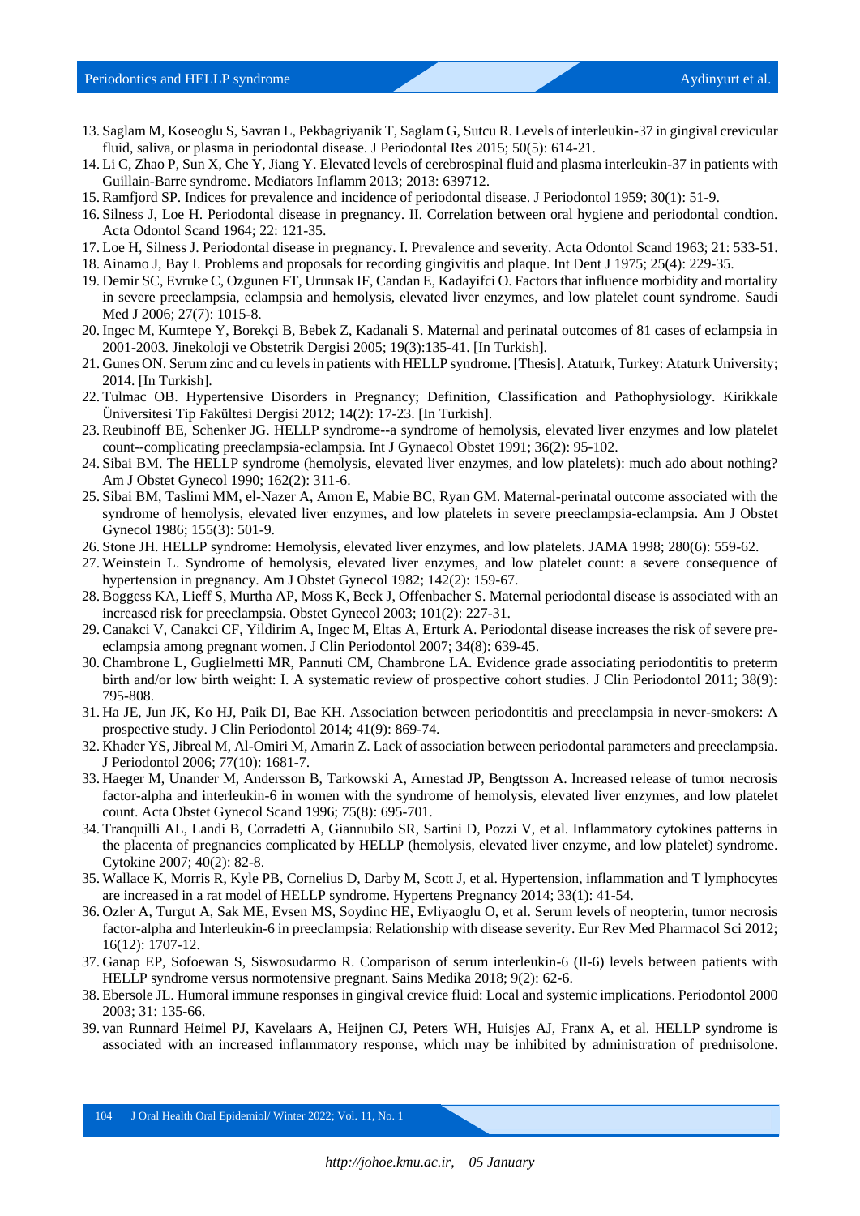13. Saglam M, Koseoglu S, Savran L, Pekbagriyanik T, Saglam G, Sutcu R. Levels of interleukin-37 in gingival crevicular fluid, saliva, or plasma in periodontal disease. J Periodontal Res 2015; 50(5): 614-21.
14. Li C, Zhao P, Sun X, Che Y, Jiang Y. Elevated levels of cerebrospinal fluid and plasma interleukin-37 in patients with Guillain-Barre syndrome. Mediators Inflamm 2013; 2013: 639712.
15. Ramfjord SP. Indices for prevalence and incidence of periodontal disease. J Periodontol 1959; 30(1): 51-9.
16. Silness J, Loe H. Periodontal disease in pregnancy. II. Correlation between oral hygiene and periodontal condtion. Acta Odontol Scand 1964; 22: 121-35.
17. Loe H, Silness J. Periodontal disease in pregnancy. I. Prevalence and severity. Acta Odontol Scand 1963; 21: 533-51.
18. Ainamo J, Bay I. Problems and proposals for recording gingivitis and plaque. Int Dent J 1975; 25(4): 229-35.
19. Demir SC, Evruke C, Ozgunen FT, Urunsak IF, Candan E, Kadayifci O. Factors that influence morbidity and mortality in severe preeclampsia, eclampsia and hemolysis, elevated liver enzymes, and low platelet count syndrome. Saudi Med J 2006; 27(7): 1015-8.
20. Ingec M, Kumtepe Y, Borekçi B, Bebek Z, Kadanali S. Maternal and perinatal outcomes of 81 cases of eclampsia in 2001-2003. Jinekoloji ve Obstetrik Dergisi 2005; 19(3):135-41. [In Turkish].
21. Gunes ON. Serum zinc and cu levels in patients with HELLP syndrome. [Thesis]. Ataturk, Turkey: Ataturk University; 2014. [In Turkish].
22. Tulmac OB. Hypertensive Disorders in Pregnancy; Definition, Classification and Pathophysiology. Kirikkale Üniversitesi Tip Fakültesi Dergisi 2012; 14(2): 17-23. [In Turkish].
23. Reubinoff BE, Schenker JG. HELLP syndrome--a syndrome of hemolysis, elevated liver enzymes and low platelet count--complicating preeclampsia-eclampsia. Int J Gynaecol Obstet 1991; 36(2): 95-102.
24. Sibai BM. The HELLP syndrome (hemolysis, elevated liver enzymes, and low platelets): much ado about nothing? Am J Obstet Gynecol 1990; 162(2): 311-6.
25. Sibai BM, Taslimi MM, el-Nazer A, Amon E, Mabie BC, Ryan GM. Maternal-perinatal outcome associated with the syndrome of hemolysis, elevated liver enzymes, and low platelets in severe preeclampsia-eclampsia. Am J Obstet Gynecol 1986; 155(3): 501-9.
26. Stone JH. HELLP syndrome: Hemolysis, elevated liver enzymes, and low platelets. JAMA 1998; 280(6): 559-62.
27. Weinstein L. Syndrome of hemolysis, elevated liver enzymes, and low platelet count: a severe consequence of hypertension in pregnancy. Am J Obstet Gynecol 1982; 142(2): 159-67.
28. Boggess KA, Lieff S, Murtha AP, Moss K, Beck J, Offenbacher S. Maternal periodontal disease is associated with an increased risk for preeclampsia. Obstet Gynecol 2003; 101(2): 227-31.
29. Canakci V, Canakci CF, Yildirim A, Ingec M, Eltas A, Erturk A. Periodontal disease increases the risk of severe pre-eclampsia among pregnant women. J Clin Periodontol 2007; 34(8): 639-45.
30. Chambrone L, Guglielmetti MR, Pannuti CM, Chambrone LA. Evidence grade associating periodontitis to preterm birth and/or low birth weight: I. A systematic review of prospective cohort studies. J Clin Periodontol 2011; 38(9): 795-808.
31. Ha JE, Jun JK, Ko HJ, Paik DI, Bae KH. Association between periodontitis and preeclampsia in never-smokers: A prospective study. J Clin Periodontol 2014; 41(9): 869-74.
32. Khader YS, Jibreal M, Al-Omiri M, Amarin Z. Lack of association between periodontal parameters and preeclampsia. J Periodontol 2006; 77(10): 1681-7.
33. Haeger M, Unander M, Andersson B, Tarkowski A, Arnestad JP, Bengtsson A. Increased release of tumor necrosis factor-alpha and interleukin-6 in women with the syndrome of hemolysis, elevated liver enzymes, and low platelet count. Acta Obstet Gynecol Scand 1996; 75(8): 695-701.
34. Tranquilli AL, Landi B, Corradetti A, Giannubilo SR, Sartini D, Pozzi V, et al. Inflammatory cytokines patterns in the placenta of pregnancies complicated by HELLP (hemolysis, elevated liver enzyme, and low platelet) syndrome. Cytokine 2007; 40(2): 82-8.
35. Wallace K, Morris R, Kyle PB, Cornelius D, Darby M, Scott J, et al. Hypertension, inflammation and T lymphocytes are increased in a rat model of HELLP syndrome. Hypertens Pregnancy 2014; 33(1): 41-54.
36. Ozler A, Turgut A, Sak ME, Evsen MS, Soydinc HE, Evliyaoglu O, et al. Serum levels of neopterin, tumor necrosis factor-alpha and Interleukin-6 in preeclampsia: Relationship with disease severity. Eur Rev Med Pharmacol Sci 2012; 16(12): 1707-12.
37. Ganap EP, Sofoewan S, Siswosudarmo R. Comparison of serum interleukin-6 (Il-6) levels between patients with HELLP syndrome versus normotensive pregnant. Sains Medika 2018; 9(2): 62-6.
38. Ebersole JL. Humoral immune responses in gingival crevice fluid: Local and systemic implications. Periodontol 2000 2003; 31: 135-66.
39. van Runnard Heimel PJ, Kavelaars A, Heijnen CJ, Peters WH, Huisjes AJ, Franx A, et al. HELLP syndrome is associated with an increased inflammatory response, which may be inhibited by administration of prednisolone.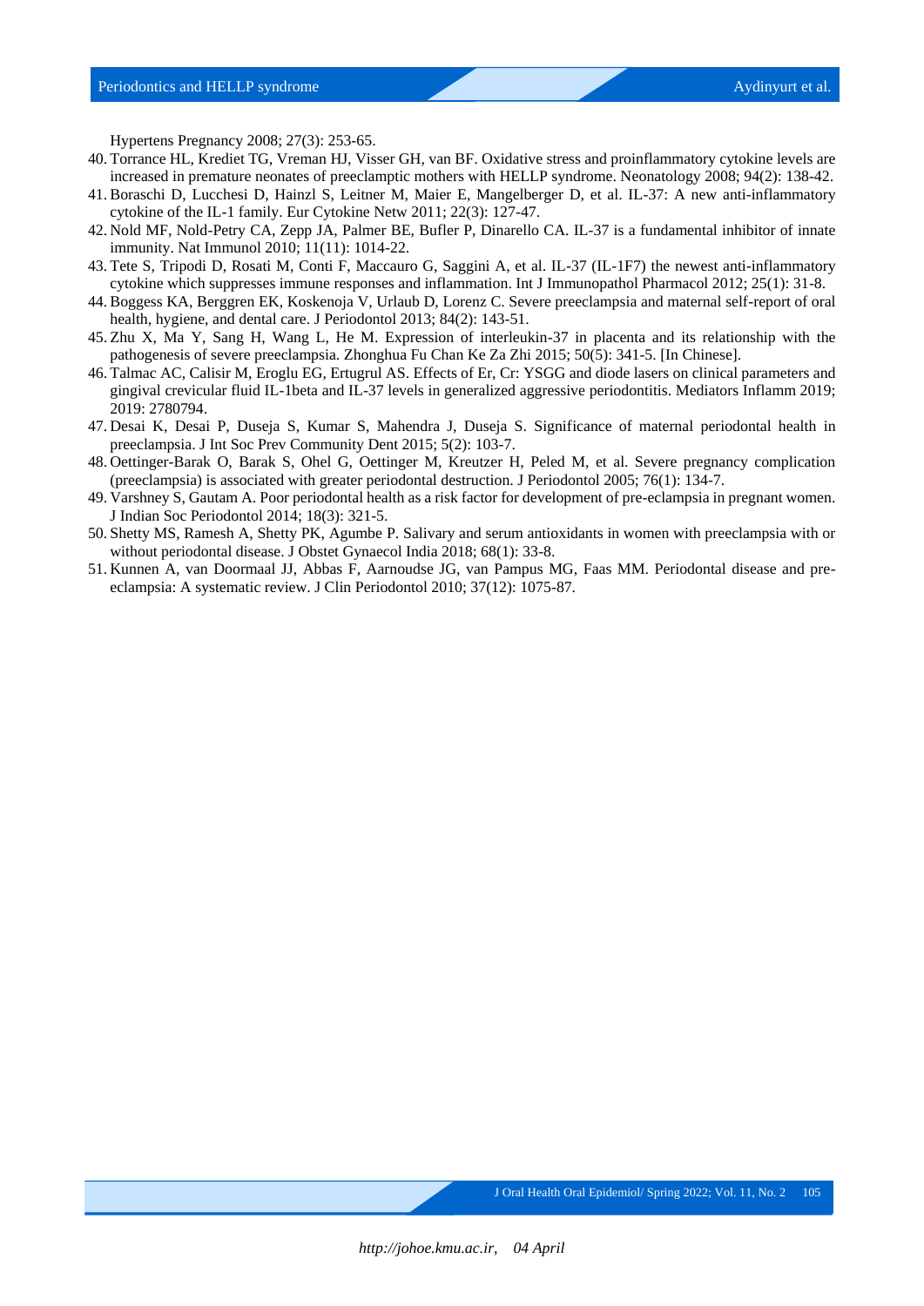Hypertens Pregnancy 2008; 27(3): 253-65.

40. Torrance HL, Krediet TG, Vreman HJ, Visser GH, van BF. Oxidative stress and proinflammatory cytokine levels are increased in premature neonates of preeclamptic mothers with HELLP syndrome. Neonatology 2008; 94(2): 138-42.
41. Boraschi D, Lucchesi D, Hainzl S, Leitner M, Maier E, Mangelberger D, et al. IL-37: A new anti-inflammatory cytokine of the IL-1 family. Eur Cytokine Netw 2011; 22(3): 127-47.
42. Nold MF, Nold-Petry CA, Zepp JA, Palmer BE, Bufler P, Dinarello CA. IL-37 is a fundamental inhibitor of innate immunity. Nat Immunol 2010; 11(11): 1014-22.
43. Tete S, Tripodi D, Rosati M, Conti F, Maccauro G, Saggini A, et al. IL-37 (IL-1F7) the newest anti-inflammatory cytokine which suppresses immune responses and inflammation. Int J Immunopathol Pharmacol 2012; 25(1): 31-8.
44. Boggess KA, Berggren EK, Koskenoja V, Urlaub D, Lorenz C. Severe preeclampsia and maternal self-report of oral health, hygiene, and dental care. J Periodontol 2013; 84(2): 143-51.
45. Zhu X, Ma Y, Sang H, Wang L, He M. Expression of interleukin-37 in placenta and its relationship with the pathogenesis of severe preeclampsia. Zhonghua Fu Chan Ke Za Zhi 2015; 50(5): 341-5. [In Chinese].
46. Talmac AC, Calisir M, Eroglu EG, Ertugrul AS. Effects of Er, Cr: YSGG and diode lasers on clinical parameters and gingival crevicular fluid IL-1beta and IL-37 levels in generalized aggressive periodontitis. Mediators Inflamm 2019; 2019: 2780794.
47. Desai K, Desai P, Duseja S, Kumar S, Mahendra J, Duseja S. Significance of maternal periodontal health in preeclampsia. J Int Soc Prev Community Dent 2015; 5(2): 103-7.
48. Oettinger-Barak O, Barak S, Ohel G, Oettinger M, Kreutzer H, Peled M, et al. Severe pregnancy complication (preeclampsia) is associated with greater periodontal destruction. J Periodontol 2005; 76(1): 134-7.
49. Varshney S, Gautam A. Poor periodontal health as a risk factor for development of pre-eclampsia in pregnant women. J Indian Soc Periodontol 2014; 18(3): 321-5.
50. Shetty MS, Ramesh A, Shetty PK, Agumbe P. Salivary and serum antioxidants in women with preeclampsia with or without periodontal disease. J Obstet Gynaecol India 2018; 68(1): 33-8.
51. Kunnen A, van Doormaal JJ, Abbas F, Aarnoudse JG, van Pampus MG, Faas MM. Periodontal disease and pre-eclampsia: A systematic review. J Clin Periodontol 2010; 37(12): 1075-87.